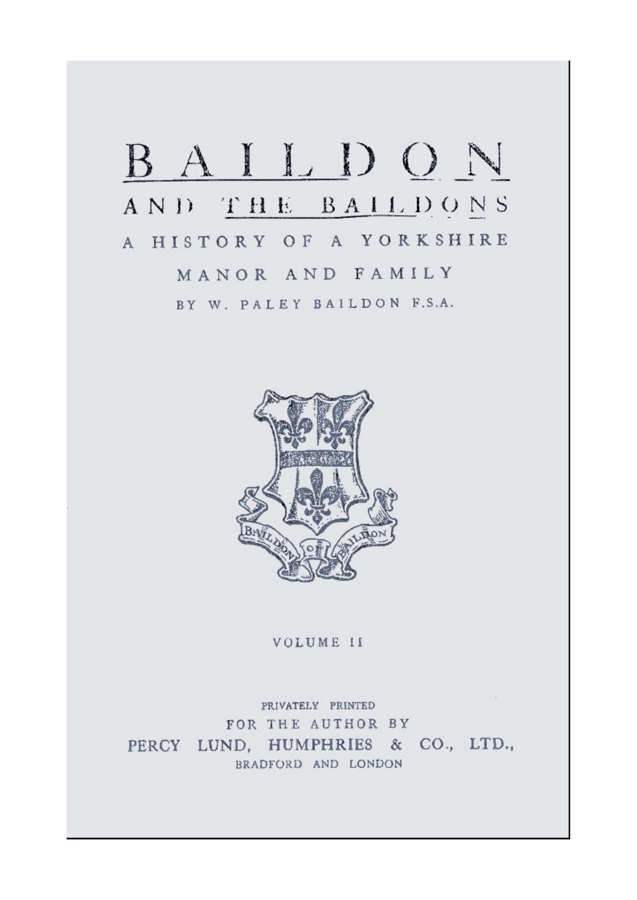# BAILDON

## AND THE BAILDONS

### A HISTORY OF A YORKSHIRE MANOR AND FAMILY

BY W. PALEY BAILDON F.S.A.

BAILDON OF BAILDON

VOLUME II

PRIVATELY PRINTED

FOR THE AUTHOR BY

PERCY LUND, HUMPHRIES & CO., LTD.,

BRADFORD AND LONDON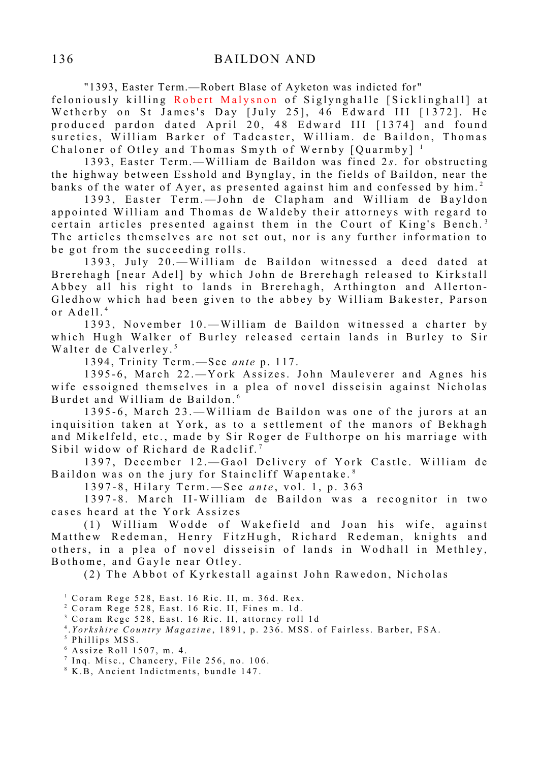"1393, Easter Term.—Robert Blase of Ayketon was indicted for" feloniously killing Robert Malysnon of Siglynghalle [Sicklinghall] at Wetherby on St James's Day [July 25], 46 Edward III [1372]. He produced pardon dated April 20, 48 Edward III [1374] and found sureties, William Barker of Tadcaster, William. de Baildon, Thomas Chaloner of Otley and Thomas Smyth of Wernby [Quarmby] [1]

1393, Easter Term.—William de Baildon was fined 2*s.* for obstructing the highway between Esshold and Bynglay, in the fields of Baildon, near the banks of the water of Ayer, as presented against him and confessed by him.[2]

1393, Easter Term.—John de Clapham and William de Bayldon appointed William and Thomas de Waldeby their attorneys with regard to certain articles presented against them in the Court of King's Bench.[3] The articles themselves are not set out, nor is any further information to be got from the succeeding rolls.

1393, July 20.—William de Baildon witnessed a deed dated at Brerehagh [near Adel] by which John de Brerehagh released to Kirkstall Abbey all his right to lands in Brerehagh, Arthington and Allerton-Gledhow which had been given to the abbey by William Bakester, Parson or Adell.[4]

1393, November 10.—William de Baildon witnessed a charter by which Hugh Walker of Burley released certain lands in Burley to Sir Walter de Calverley.[5]

1394, Trinity Term.—See *ante* p. 117.

1395-6, March 22.—York Assizes. John Mauleverer and Agnes his wife essoigned themselves in a plea of novel disseisin against Nicholas Burdet and William de Baildon.[6]

1395-6, March 23.—William de Baildon was one of the jurors at an inquisition taken at York, as to a settlement of the manors of Bekhagh and Mikelfeld, etc., made by Sir Roger de Fulthorpe on his marriage with Sibil widow of Richard de Radclif.[7]

1397, December 12.—Gaol Delivery of York Castle. William de Baildon was on the jury for Staincliff Wapentake.[8]

1397-8, Hilary Term.—See *ante*, vol. 1, p. 363

1397-8. March II-William de Baildon was a recognitor in two cases heard at the York Assizes

(1) William Wodde of Wakefield and Joan his wife, against Matthew Redeman, Henry FitzHugh, Richard Redeman, knights and others, in a plea of novel disseisin of lands in Wodhall in Methley, Bothome, and Gayle near Otley.

(2) The Abbot of Kyrkestall against John Rawedon, Nicholas

[1] Coram Rege 528, East. 16 Ric. II, m. 36d. Rex.
[2] Coram Rege 528, East. 16 Ric. II, Fines m. 1d.
[3] Coram Rege 528, East. 16 Ric. II, attorney roll 1d
[4] *Yorkshire Country Magazine*, 1891, p. 236. MSS. of Fairless. Barber, FSA.
[5] Phillips MSS.
[6] Assize Roll 1507, m. 4.
[7] Inq. Misc., Chancery, File 256, no. 106.
[8] K.B, Ancient Indictments, bundle 147.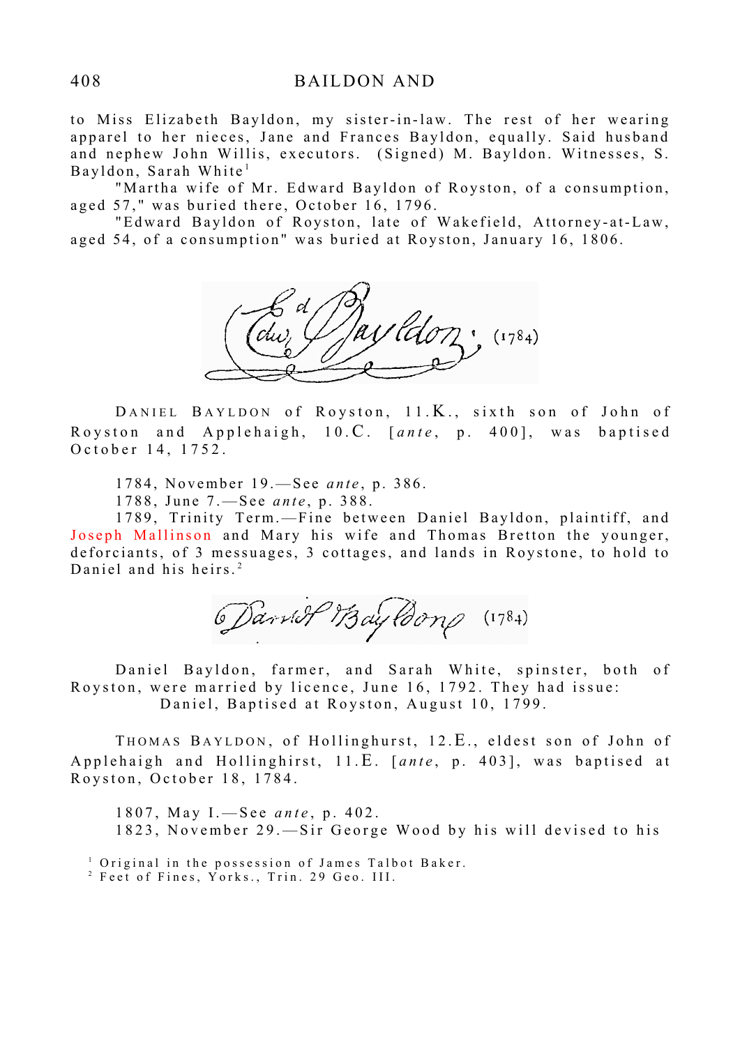to Miss Elizabeth Bayldon, my sister-in-law. The rest of her wearing apparel to her nieces, Jane and Frances Bayldon, equally. Said husband and nephew John Willis, executors. (Signed) M. Bayldon. Witnesses, S. Bayldon, Sarah White[1]

"Martha wife of Mr. Edward Bayldon of Royston, of a consumption, aged 57," was buried there, October 16, 1796.

"Edward Bayldon of Royston, late of Wakefield, Attorney-at-Law, aged 54, of a consumption" was buried at Royston, January 16, 1806.

(1784)

DANIEL BAYLDON of Royston, 11.K., sixth son of John of Royston and Applehaigh, 10.C. [*ante*, p. 400], was baptised October 14, 1752.

1784, November 19.—See *ante*, p. 386.

1788, June 7.—See *ante*, p. 388.

1789, Trinity Term.—Fine between Daniel Bayldon, plaintiff, and Joseph Mallinson and Mary his wife and Thomas Bretton the younger, deforciants, of 3 messuages, 3 cottages, and lands in Roystone, to hold to Daniel and his heirs.[2]

(1784)

Daniel Bayldon, farmer, and Sarah White, spinster, both of Royston, were married by licence, June 16, 1792. They had issue:

Daniel, Baptised at Royston, August 10, 1799.

THOMAS BAYLDON, of Hollinghurst, 12.E., eldest son of John of Applehaigh and Hollinghirst, 11.E. [*ante*, p. 403], was baptised at Royston, October 18, 1784.

1807, May I.—See *ante*, p. 402.

1823, November 29.—Sir George Wood by his will devised to his

[1] Original in the possession of James Talbot Baker.

[2] Feet of Fines, Yorks., Trin. 29 Geo. III.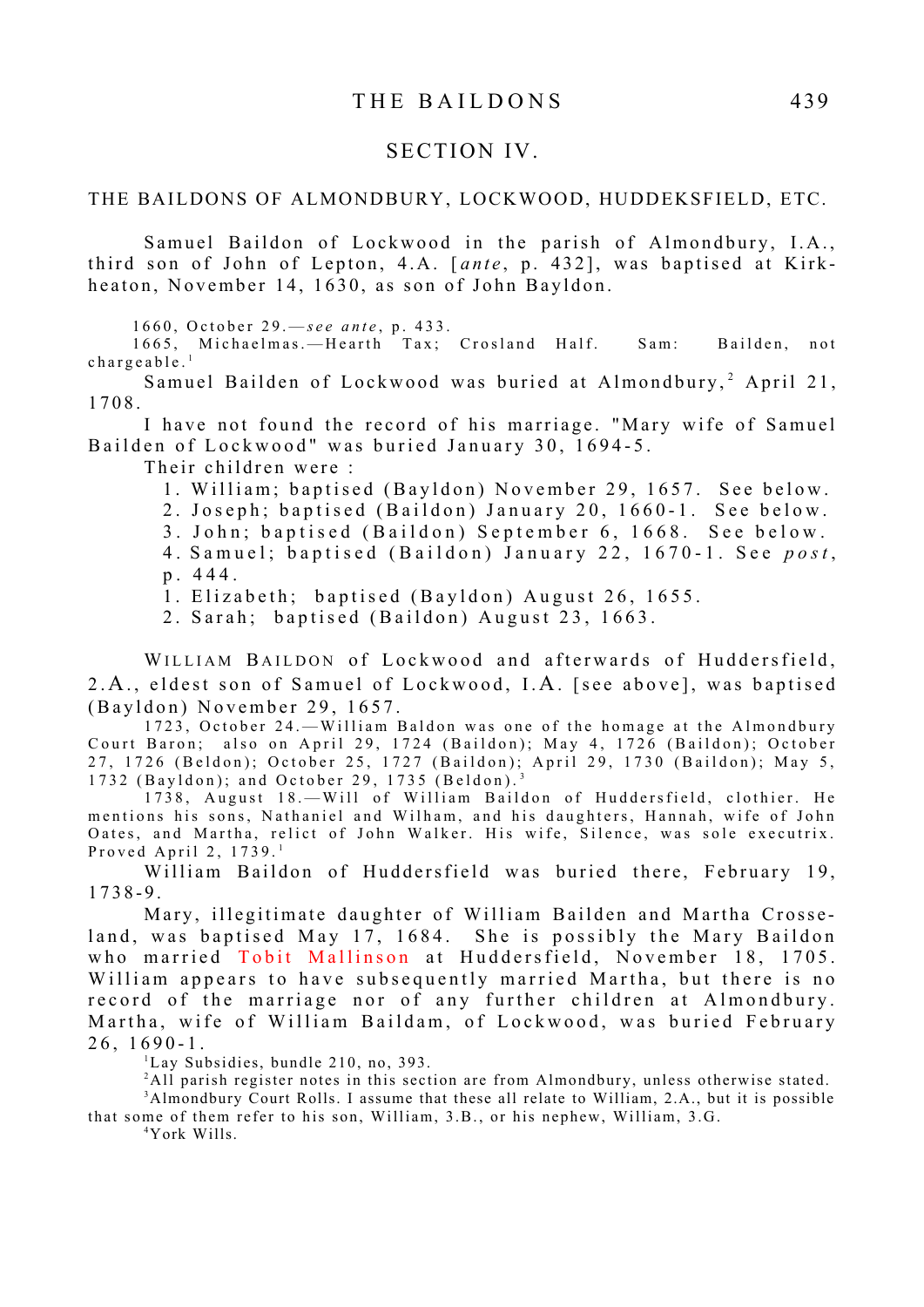## SECTION IV.

### THE BAILDONS OF ALMONDBURY, LOCKWOOD, HUDDEKSFIELD, ETC.

Samuel Baildon of Lockwood in the parish of Almondbury, I.A., third son of John of Lepton, 4.A. [*ante*, p. 432], was baptised at Kirkheaton, November 14, 1630, as son of John Bayldon.

1660, October 29.—*see ante*, p. 433.

1665, Michaelmas.—Hearth Tax; Crosland Half. Sam: Bailden, not chargeable.[1]

Samuel Bailden of Lockwood was buried at Almondbury,[2] April 21, 1708.

I have not found the record of his marriage. "Mary wife of Samuel Bailden of Lockwood" was buried January 30, 1694-5.

Their children were :

1. William; baptised (Bayldon) November 29, 1657. See below.
2. Joseph; baptised (Baildon) January 20, 1660-1. See below.
3. John; baptised (Baildon) September 6, 1668. See below.
4. Samuel; baptised (Baildon) January 22, 1670-1. See *post*, p. 444.

1. Elizabeth; baptised (Bayldon) August 26, 1655.
2. Sarah; baptised (Baildon) August 23, 1663.

WILLIAM BAILDON of Lockwood and afterwards of Huddersfield, 2.A., eldest son of Samuel of Lockwood, I.A. [see above], was baptised (Bayldon) November 29, 1657.

1723, October 24.—William Baldon was one of the homage at the Almondbury Court Baron; also on April 29, 1724 (Baildon); May 4, 1726 (Baildon); October 27, 1726 (Beldon); October 25, 1727 (Baildon); April 29, 1730 (Baildon); May 5, 1732 (Bayldon); and October 29, 1735 (Beldon).[3]

1738, August 18.—Will of William Baildon of Huddersfield, clothier. He mentions his sons, Nathaniel and Wilham, and his daughters, Hannah, wife of John Oates, and Martha, relict of John Walker. His wife, Silence, was sole executrix. Proved April 2, 1739.[1]

William Baildon of Huddersfield was buried there, February 19, 1738-9.

Mary, illegitimate daughter of William Bailden and Martha Crosseland, was baptised May 17, 1684. She is possibly the Mary Baildon who married Tobit Mallinson at Huddersfield, November 18, 1705. William appears to have subsequently married Martha, but there is no record of the marriage nor of any further children at Almondbury. Martha, wife of William Baildam, of Lockwood, was buried February 26, 1690-1.

[1]Lay Subsidies, bundle 210, no, 393.

[2]All parish register notes in this section are from Almondbury, unless otherwise stated.

[3]Almondbury Court Rolls. I assume that these all relate to William, 2.A., but it is possible that some of them refer to his son, William, 3.B., or his nephew, William, 3.G.

[4]York Wills.